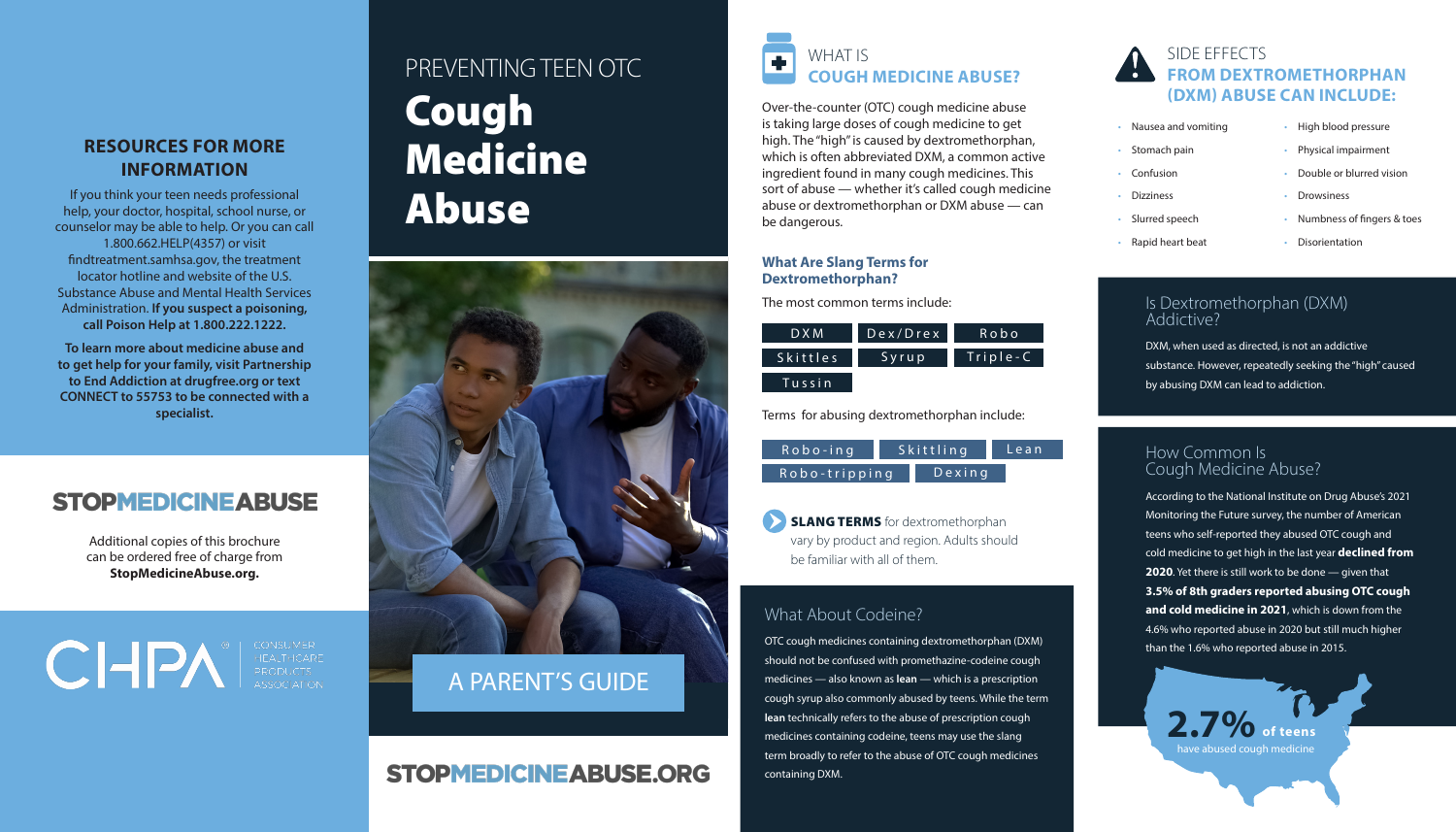## RESOURCES FOR MORE INFORMATION

If you think your teen needs professional help, your doctor, hospital, school nurse, or counselor may be able to help. Or you can call 1.800.662.HELP(4357) or visit findtreatment.samhsa.gov, the treatment locator hotline and website of the U.S. Substance Abuse and Mental Health Services Administration. **If you suspect a poisoning, call Poison Help at 1.800.222.1222.**

**To learn more about medicine abuse and to get help for your family, visit Partnership to End Addiction at drugfree.org or text CONNECT to 55753 to be connected with a specialist.**

**STOPMEDICINEABUSE**

Additional copies of this brochure can be ordered free of charge from **StopMedicineAbuse.org.**

CHPA CONSUMER HEALTHCARE PRODUCTS ASSOCIATION

# PREVENTING TEEN OTC Cough Medicine Abuse

A PARENT'S GUIDE

**STOPMEDICINEABUSE.ORG**

## WHAT IS COUGH MEDICINE ABUSE?

Over-the-counter (OTC) cough medicine abuse is taking large doses of cough medicine to get high. The "high" is caused by dextromethorphan, which is often abbreviated DXM, a common active ingredient found in many cough medicines. This sort of abuse — whether it's called cough medicine abuse or dextromethorphan or DXM abuse — can be dangerous.

### What Are Slang Terms for Dextromethorphan?

The most common terms include:

- DXM
- Dex/Drex
- Robo
- Skittles
- Syrup
- Triple-C
- Tussin

Terms for abusing dextromethorphan include:

- Robo-ing
- Skittling
- Lean
- Robo-tripping
- Dexing

**SLANG TERMS** for dextromethorphan vary by product and region. Adults should be familiar with all of them.

### What About Codeine?

OTC cough medicines containing dextromethorphan (DXM) should not be confused with promethazine-codeine cough medicines — also known as **lean** — which is a prescription cough syrup also commonly abused by teens. While the term **lean** technically refers to the abuse of prescription cough medicines containing codeine, teens may use the slang term broadly to refer to the abuse of OTC cough medicines containing DXM.

## SIDE EFFECTS FROM DEXTROMETHORPHAN (DXM) ABUSE CAN INCLUDE:

- Nausea and vomiting
- Stomach pain
- Confusion
- Dizziness
- Slurred speech
- Rapid heart beat
- High blood pressure
- Physical impairment
- Double or blurred vision
- Drowsiness
- Numbness of fingers & toes
- Disorientation

### Is Dextromethorphan (DXM) Addictive?

DXM, when used as directed, is not an addictive substance. However, repeatedly seeking the "high" caused by abusing DXM can lead to addiction.

### How Common Is Cough Medicine Abuse?

According to the National Institute on Drug Abuse's 2021 Monitoring the Future survey, the number of American teens who self-reported they abused OTC cough and cold medicine to get high in the last year **declined from 2020**. Yet there is still work to be done — given that **3.5% of 8th graders reported abusing OTC cough and cold medicine in 2021**, which is down from the 4.6% who reported abuse in 2020 but still much higher than the 1.6% who reported abuse in 2015.

**2.7% of teens** have abused cough medicine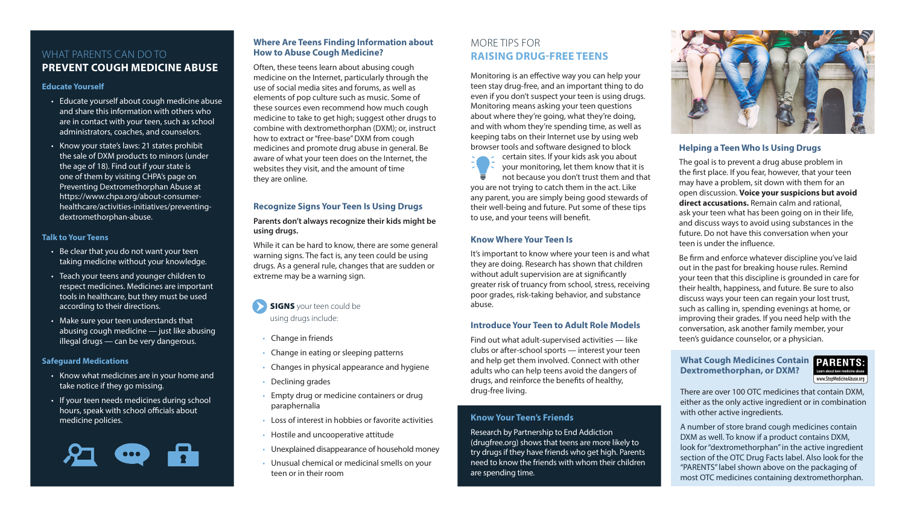## WHAT PARENTS CAN DO TO PREVENT COUGH MEDICINE ABUSE

### Educate Yourself

- Educate yourself about cough medicine abuse and share this information with others who are in contact with your teen, such as school administrators, coaches, and counselors.
- Know your state's laws: 21 states prohibit the sale of DXM products to minors (under the age of 18). Find out if your state is one of them by visiting CHPA's page on Preventing Dextromethorphan Abuse at https://www.chpa.org/about-consumer-healthcare/activities-initiatives/preventing-dextromethorphan-abuse.

### Talk to Your Teens

- Be clear that you do not want your teen taking medicine without your knowledge.
- Teach your teens and younger children to respect medicines. Medicines are important tools in healthcare, but they must be used according to their directions.
- Make sure your teen understands that abusing cough medicine — just like abusing illegal drugs — can be very dangerous.

### Safeguard Medications

- Know what medicines are in your home and take notice if they go missing.
- If your teen needs medicines during school hours, speak with school officials about medicine policies.

### Where Are Teens Finding Information about How to Abuse Cough Medicine?

Often, these teens learn about abusing cough medicine on the Internet, particularly through the use of social media sites and forums, as well as elements of pop culture such as music. Some of these sources even recommend how much cough medicine to take to get high; suggest other drugs to combine with dextromethorphan (DXM); or, instruct how to extract or "free-base" DXM from cough medicines and promote drug abuse in general. Be aware of what your teen does on the Internet, the websites they visit, and the amount of time they are online.

### Recognize Signs Your Teen Is Using Drugs

**Parents don't always recognize their kids might be using drugs.**

While it can be hard to know, there are some general warning signs. The fact is, any teen could be using drugs. As a general rule, changes that are sudden or extreme may be a warning sign.

**SIGNS** your teen could be using drugs include:

- Change in friends
- Change in eating or sleeping patterns
- Changes in physical appearance and hygiene
- Declining grades
- Empty drug or medicine containers or drug paraphernalia
- Loss of interest in hobbies or favorite activities
- Hostile and uncooperative attitude
- Unexplained disappearance of household money
- Unusual chemical or medicinal smells on your teen or in their room

## MORE TIPS FOR RAISING DRUG-FREE TEENS

Monitoring is an effective way you can help your teen stay drug-free, and an important thing to do even if you don't suspect your teen is using drugs. Monitoring means asking your teen questions about where they're going, what they're doing, and with whom they're spending time, as well as keeping tabs on their Internet use by using web browser tools and software designed to block certain sites. If your kids ask you about your monitoring, let them know that it is not because you don't trust them and that you are not trying to catch them in the act. Like any parent, you are simply being good stewards of their well-being and future. Put some of these tips to use, and your teens will benefit.

### Know Where Your Teen Is

It's important to know where your teen is and what they are doing. Research has shown that children without adult supervision are at significantly greater risk of truancy from school, stress, receiving poor grades, risk-taking behavior, and substance abuse.

### Introduce Your Teen to Adult Role Models

Find out what adult-supervised activities — like clubs or after-school sports — interest your teen and help get them involved. Connect with other adults who can help teens avoid the dangers of drugs, and reinforce the benefits of healthy, drug-free living.

### Know Your Teen's Friends

Research by Partnership to End Addiction (drugfree.org) shows that teens are more likely to try drugs if they have friends who get high. Parents need to know the friends with whom their children are spending time.

### Helping a Teen Who Is Using Drugs

The goal is to prevent a drug abuse problem in the first place. If you fear, however, that your teen may have a problem, sit down with them for an open discussion. **Voice your suspicions but avoid direct accusations.** Remain calm and rational, ask your teen what has been going on in their life, and discuss ways to avoid using substances in the future. Do not have this conversation when your teen is under the influence.

Be firm and enforce whatever discipline you've laid out in the past for breaking house rules. Remind your teen that this discipline is grounded in care for their health, happiness, and future. Be sure to also discuss ways your teen can regain your lost trust, such as calling in, spending evenings at home, or improving their grades. If you need help with the conversation, ask another family member, your teen's guidance counselor, or a physician.

### What Cough Medicines Contain Dextromethorphan, or DXM?

PARENTS: Learn about teen medicine abuse www.StopMedicineAbuse.org

There are over 100 OTC medicines that contain DXM, either as the only active ingredient or in combination with other active ingredients.

A number of store brand cough medicines contain DXM as well. To know if a product contains DXM, look for "dextromethorphan" in the active ingredient section of the OTC Drug Facts label. Also look for the "PARENTS" label shown above on the packaging of most OTC medicines containing dextromethorphan.